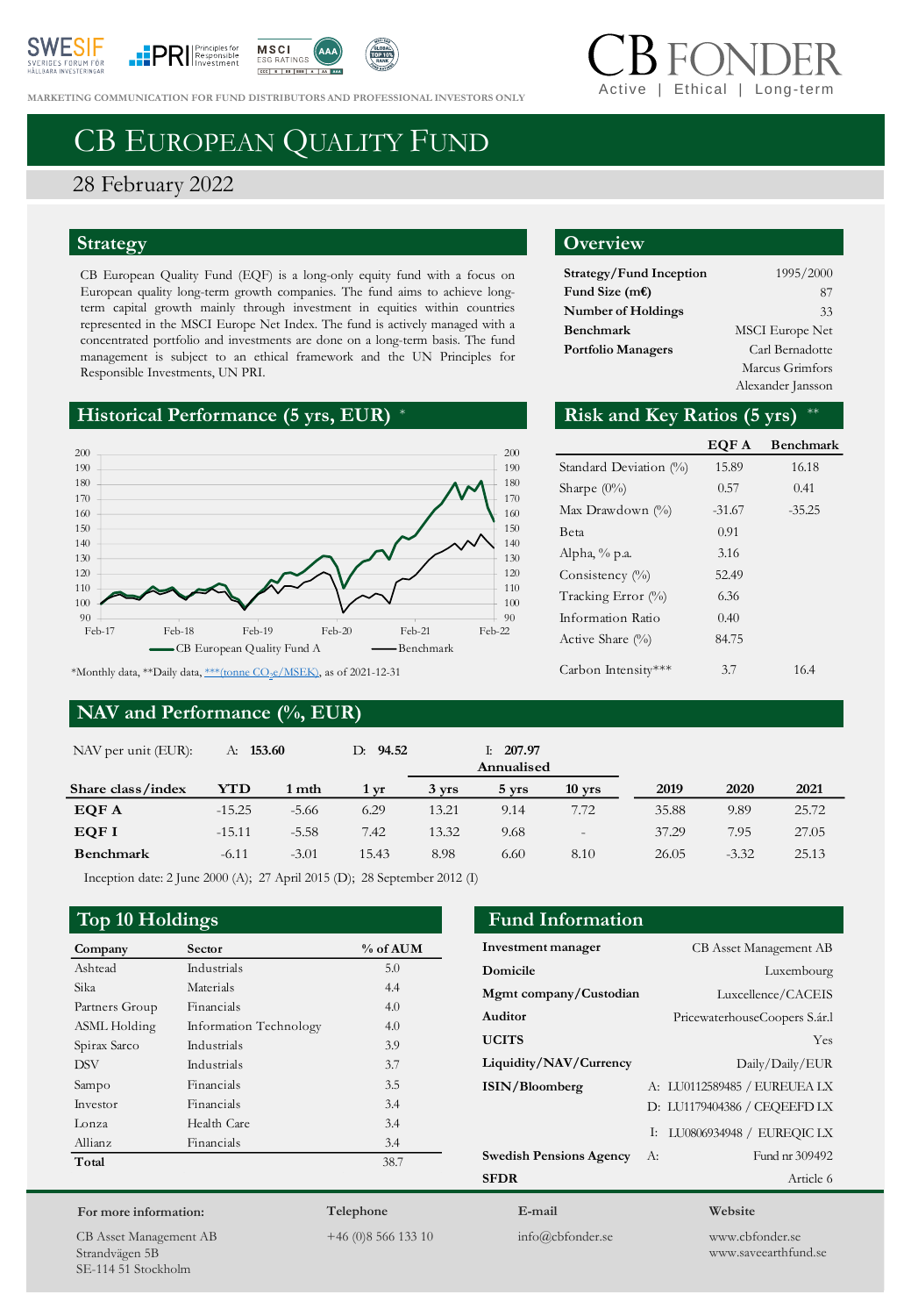MARKETING COMMUNICATION FOR FUND DISTRIBUTORS AND PROFESSIONAL INVESTORS ONLY

CB FONDER
Active | Ethical | Long-term

# CB EUROPEAN QUALITY FUND

28 February 2022

## Strategy

CB European Quality Fund (EQF) is a long-only equity fund with a focus on European quality long-term growth companies. The fund aims to achieve long-term capital growth mainly through investment in equities within countries represented in the MSCI Europe Net Index. The fund is actively managed with a concentrated portfolio and investments are done on a long-term basis. The fund management is subject to an ethical framework and the UN Principles for Responsible Investments, UN PRI.

## Overview

| | |
|---|---|
| **Strategy/Fund Inception** | 1995/2000 |
| **Fund Size (m€)** | 87 |
| **Number of Holdings** | 33 |
| **Benchmark** | MSCI Europe Net |
| **Portfolio Managers** | Carl Bernadotte<br>Marcus Grimfors<br>Alexander Jansson |

## Historical Performance (5 yrs, EUR) *

— CB European Quality Fund A — Benchmark

*Monthly data, **Daily data, ***(tonne $CO_2$e/MSEK), as of 2021-12-31

## Risk and Key Ratios (5 yrs) **

| | EQF A | Benchmark |
|---|---|---|
| Standard Deviation (%) | 15.89 | 16.18 |
| Sharpe (0%) | 0.57 | 0.41 |
| Max Drawdown (%) | -31.67 | -35.25 |
| Beta | 0.91 | |
| Alpha, % p.a. | 3.16 | |
| Consistency (%) | 52.49 | |
| Tracking Error (%) | 6.36 | |
| Information Ratio | 0.40 | |
| Active Share (%) | 84.75 | |
| Carbon Intensity*** | 3.7 | 16.4 |

## NAV and Performance (%, EUR)

NAV per unit (EUR): A: **153.60** D: **94.52** I: **207.97**

| | | | | Annualised | | | | | |
|---|---|---|---|---|---|---|---|---|---|
| **Share class/index** | **YTD** | **1 mth** | **1 yr** | **3 yrs** | **5 yrs** | **10 yrs** | **2019** | **2020** | **2021** |
| **EQF A** | -15.25 | -5.66 | 6.29 | 13.21 | 9.14 | 7.72 | 35.88 | 9.89 | 25.72 |
| **EQF I** | -15.11 | -5.58 | 7.42 | 13.32 | 9.68 | - | 37.29 | 7.95 | 27.05 |
| **Benchmark** | -6.11 | -3.01 | 15.43 | 8.98 | 6.60 | 8.10 | 26.05 | -3.32 | 25.13 |

Inception date: 2 June 2000 (A); 27 April 2015 (D); 28 September 2012 (I)

## Top 10 Holdings

| Company | Sector | % of AUM |
|---|---|---|
| Ashtead | Industrials | 5.0 |
| Sika | Materials | 4.4 |
| Partners Group | Financials | 4.0 |
| ASML Holding | Information Technology | 4.0 |
| Spirax Sarco | Industrials | 3.9 |
| DSV | Industrials | 3.7 |
| Sampo | Financials | 3.5 |
| Investor | Financials | 3.4 |
| Lonza | Health Care | 3.4 |
| Allianz | Financials | 3.4 |
| **Total** | | 38.7 |

## Fund Information

| | |
|---|---|
| **Investment manager** | CB Asset Management AB |
| **Domicile** | Luxembourg |
| **Mgmt company/Custodian** | Luxcellence/CACEIS |
| **Auditor** | PricewaterhouseCoopers S.àr.l |
| **UCITS** | Yes |
| **Liquidity/NAV/Currency** | Daily/Daily/EUR |
| **ISIN/Bloomberg** | A: LU0112589485 / EUREUEA LX<br>D: LU1179404386 / CEQEEFD LX<br>I: LU0806934948 / EUREQIC LX |
| **Swedish Pensions Agency** | A: Fund nr 309492 |
| **SFDR** | Article 6 |

**For more information:**
CB Asset Management AB
Strandvägen 5B
SE-114 51 Stockholm

**Telephone**
+46 (0)8 566 133 10

**E-mail**
info@cbfonder.se

**Website**
www.cbfonder.se
www.saveearthfund.se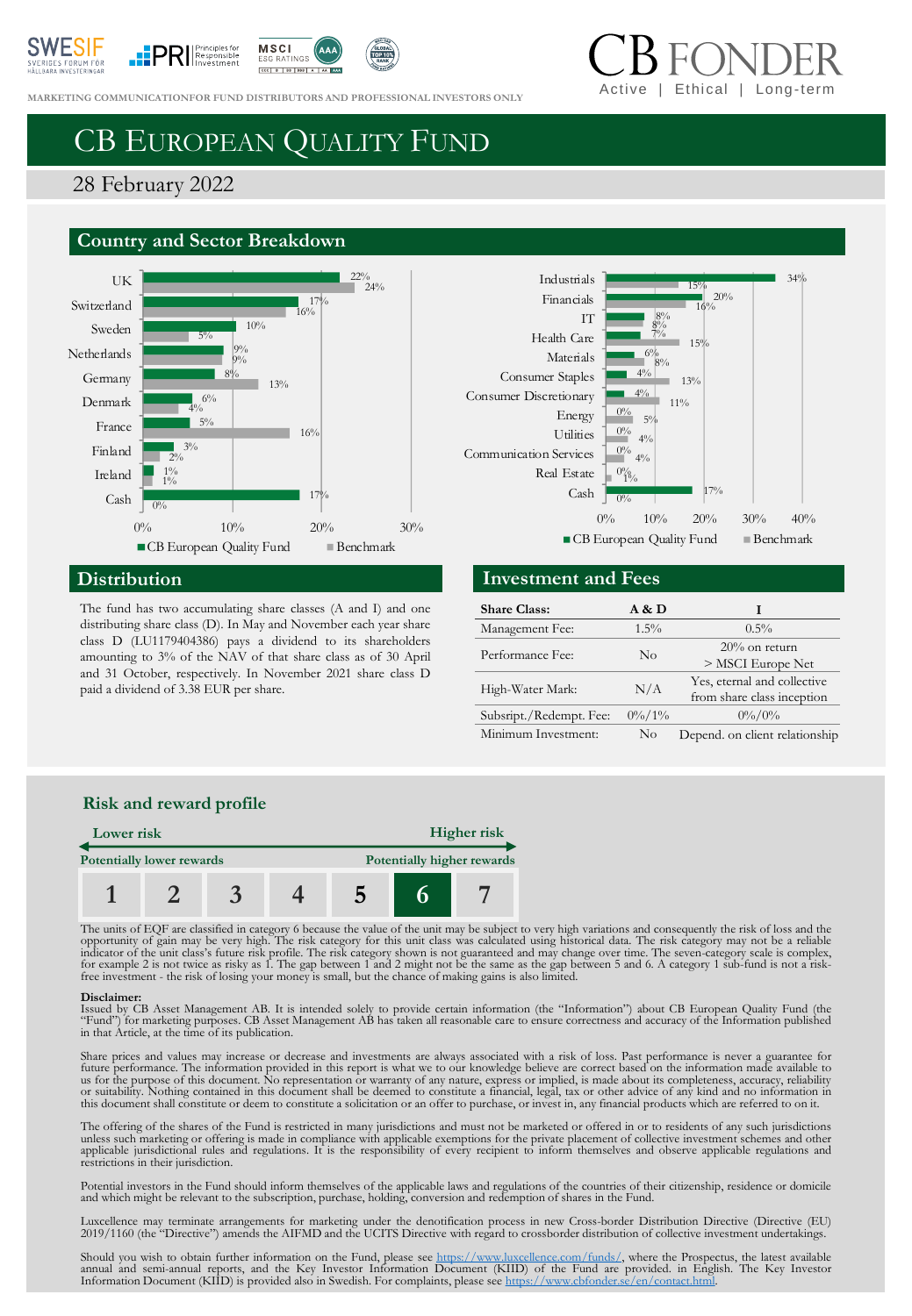MARKETING COMMUNICATIONFOR FUND DISTRIBUTORS AND PROFESSIONAL INVESTORS ONLY

CB FONDER
Active | Ethical | Long-term

# CB European Quality Fund

28 February 2022

## Country and Sector Breakdown

UK 22% 24%
Switzerland 17% 16%
Sweden 10% 5%
Netherlands 9% 9%
Germany 8% 13%
Denmark 6% 4%
France 5% 16%
Finland 3% 2%
Ireland 1% 1%
Cash 17% 0%
0% 10% 20% 30%
CB European Quality Fund  Benchmark

Industrials 34% 15%
Financials 20% 16%
IT 8% 8%
Health Care 7% 15%
Materials 6% 8%
Consumer Staples 4% 13%
Consumer Discretionary 4% 11%
Energy 0% 5%
Utilities 0% 4%
Communication Services 0% 4%
Real Estate 0% 1%
Cash 17% 0%
0% 10% 20% 30% 40%
CB European Quality Fund  Benchmark

## Distribution

The fund has two accumulating share classes (A and I) and one distributing share class (D). In May and November each year share class D (LU1179404386) pays a dividend amounting to 3% of the NAV of that share class as of 30 April and 31 October, respectively. In November 2021 share class D paid a dividend of 3.38 EUR per share.

## Investment and Fees

| Share Class: | A & D | I |
|---|---|---|
| Management Fee: | 1.5% | 0.5% |
| Performance Fee: | No | 20% on return > MSCI Europe Net |
| High-Water Mark: | N/A | Yes, eternal and collective from share class inception |
| Subsript./Redempt. Fee: | 0%/1% | 0%/0% |
| Minimum Investment: | No | Depend. on client relationship |

## Risk and reward profile

Lower risk — Higher risk
Potentially lower rewards — Potentially higher rewards

1 2 3 4 5 **6** 7

The units of EQF are classified in category 6 because the value of the unit may be subject to very high variations and consequently the risk of loss and the opportunity of gain may be very high. The risk category for this unit class was calculated using historical data. The risk category may not be a reliable indicator of the unit class's future risk profile. The risk category shown is not guaranteed and may change over time. The seven-category scale is complex, for example 2 is not twice as risky as 1. The gap between 1 and 2 might not be the same as the gap between 5 and 6. A category 1 sub-fund is not a risk-free investment - the risk of losing your money is small, but the chance of making gains is also limited.

**Disclaimer:**
Issued by CB Asset Management AB. It is intended solely to provide certain information (the "Information") about CB European Quality Fund (the "Fund") for marketing purposes. CB Asset Management AB has taken all reasonable care to ensure correctness and accuracy of the Information published in that Article, at the time of its publication.

Share prices and values may increase or decrease and investments are always associated with a risk of loss. Past performance is never a guarantee for future performance. The information provided in this report is what we to our knowledge believe are correct based on the information made available to us for the purpose of this document. No representation or warranty of any nature, express or implied, is made about its completeness, accuracy, reliability or suitability. Nothing contained in this document shall be deemed to constitute a financial, legal, tax or other advice of any kind and no information in this document shall constitute or deem to constitute a solicitation or an offer to purchase, or invest in, any financial products which are referred to on it.

The offering of the shares of the Fund is restricted in many jurisdictions and must not be marketed or offered in or to residents of any such jurisdictions unless such marketing or offering is made in compliance with applicable exemptions for the private placement of collective investment schemes and other applicable jurisdictional rules and regulations. It is the responsibility of every recipient to inform themselves and observe applicable regulations and restrictions in their jurisdiction.

Potential investors in the Fund should inform themselves of the applicable laws and regulations of the countries of their citizenship, residence or domicile and which might be relevant to the subscription, purchase, holding, conversion and redemption of shares in the Fund.

Luxcellence may terminate arrangements for marketing under the denotification process in new Cross-border Distribution Directive (Directive (EU) 2019/1160 (the "Directive") amends the AIFMD and the UCITS Directive with regard to crossborder distribution of collective investment undertakings.

Should you wish to obtain further information on the Fund, please see https://www.luxcellence.com/funds/, where the Prospectus, the latest available annual and semi-annual reports, and the Key Investor Information Document (KIID) of the Fund are provided. in English. The Key Investor Information Document (KIID) is provided also in Swedish. For complaints, please see https://www.cbfonder.se/en/contact.html.